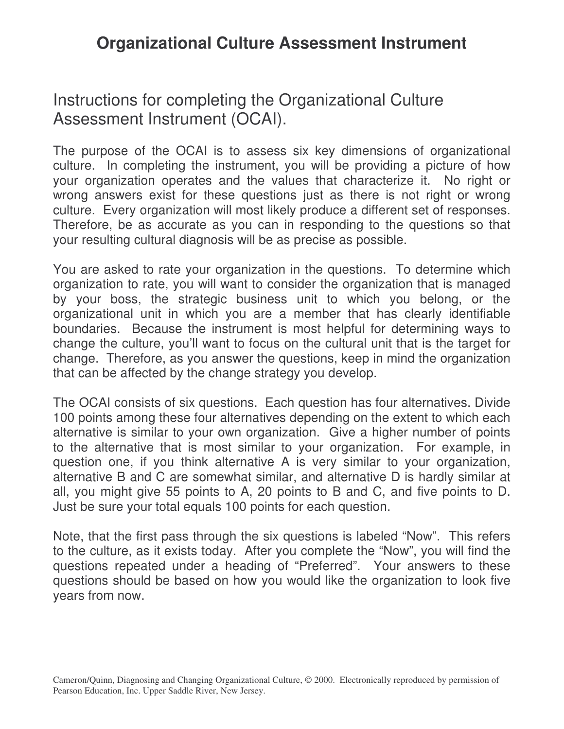# Organizational Culture Assessment Instrument

## Instructions for completing the Organizational Culture Assessment Instrument (OCAI).

The purpose of the OCAI is to assess six key dimensions of organizational culture. In completing the instrument, you will be providing a picture of how your organization operates and the values that characterize it. No right or wrong answers exist for these questions just as there is not right or wrong culture. Every organization will most likely produce a different set of responses. Therefore, be as accurate as you can in responding to the questions so that your resulting cultural diagnosis will be as precise as possible.

You are asked to rate your organization in the questions. To determine which organization to rate, you will want to consider the organization that is managed by your boss, the strategic business unit to which you belong, or the organizational unit in which you are a member that has clearly identifiable boundaries. Because the instrument is most helpful for determining ways to change the culture, you'll want to focus on the cultural unit that is the target for change. Therefore, as you answer the questions, keep in mind the organization that can be affected by the change strategy you develop.

The OCAI consists of six questions. Each question has four alternatives. Divide 100 points among these four alternatives depending on the extent to which each alternative is similar to your own organization. Give a higher number of points to the alternative that is most similar to your organization. For example, in question one, if you think alternative A is very similar to your organization, alternative B and C are somewhat similar, and alternative D is hardly similar at all, you might give 55 points to A, 20 points to B and C, and five points to D. Just be sure your total equals 100 points for each question.

Note, that the first pass through the six questions is labeled "Now". This refers to the culture, as it exists today. After you complete the "Now", you will find the questions repeated under a heading of "Preferred". Your answers to these questions should be based on how you would like the organization to look five years from now.

Cameron/Quinn, Diagnosing and Changing Organizational Culture, © 2000. Electronically reproduced by permission of Pearson Education, Inc. Upper Saddle River, New Jersey.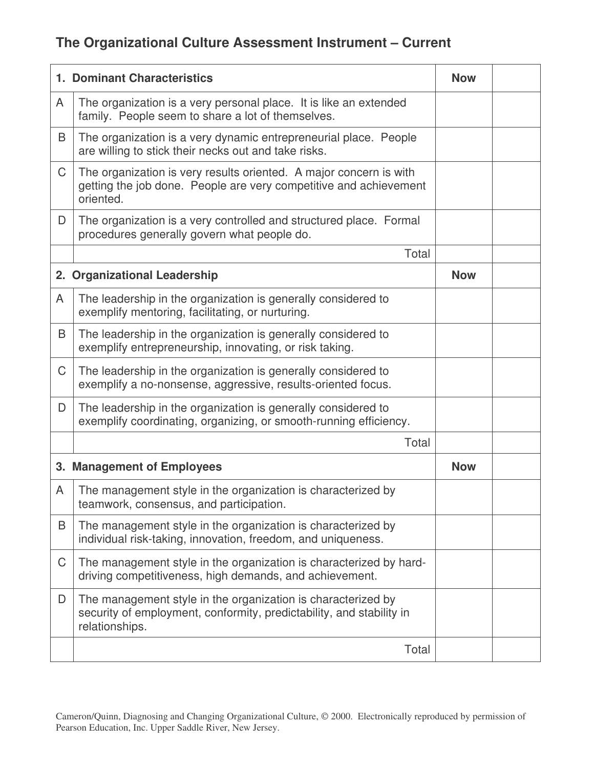## The Organizational Culture Assessment Instrument – Current

| | **1. Dominant Characteristics** | **Now** | |
|---|---|---|---|
| A | The organization is a very personal place. It is like an extended family. People seem to share a lot of themselves. | | |
| B | The organization is a very dynamic entrepreneurial place. People are willing to stick their necks out and take risks. | | |
| C | The organization is very results oriented. A major concern is with getting the job done. People are very competitive and achievement oriented. | | |
| D | The organization is a very controlled and structured place. Formal procedures generally govern what people do. | | |
| | Total | | |
| | **2. Organizational Leadership** | **Now** | |
| A | The leadership in the organization is generally considered to exemplify mentoring, facilitating, or nurturing. | | |
| B | The leadership in the organization is generally considered to exemplify entrepreneurship, innovating, or risk taking. | | |
| C | The leadership in the organization is generally considered to exemplify a no-nonsense, aggressive, results-oriented focus. | | |
| D | The leadership in the organization is generally considered to exemplify coordinating, organizing, or smooth-running efficiency. | | |
| | Total | | |
| | **3. Management of Employees** | **Now** | |
| A | The management style in the organization is characterized by teamwork, consensus, and participation. | | |
| B | The management style in the organization is characterized by individual risk-taking, innovation, freedom, and uniqueness. | | |
| C | The management style in the organization is characterized by hard-driving competitiveness, high demands, and achievement. | | |
| D | The management style in the organization is characterized by security of employment, conformity, predictability, and stability in relationships. | | |
| | Total | | |

Cameron/Quinn, Diagnosing and Changing Organizational Culture, © 2000. Electronically reproduced by permission of Pearson Education, Inc. Upper Saddle River, New Jersey.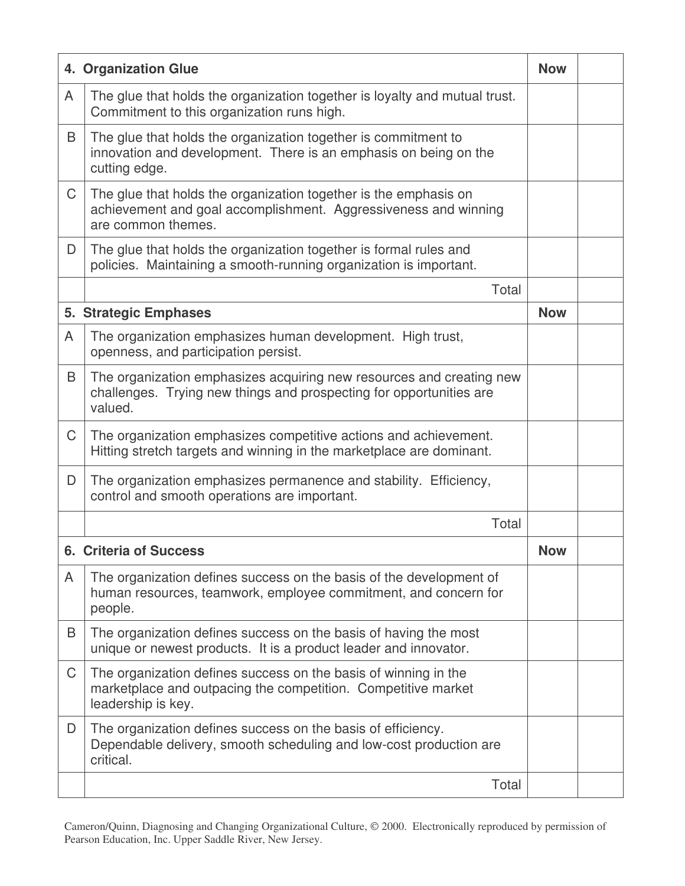| 4. Organization Glue | | Now | |
|---|---|---|---|
| A | The glue that holds the organization together is loyalty and mutual trust. Commitment to this organization runs high. | | |
| B | The glue that holds the organization together is commitment to innovation and development. There is an emphasis on being on the cutting edge. | | |
| C | The glue that holds the organization together is the emphasis on achievement and goal accomplishment. Aggressiveness and winning are common themes. | | |
| D | The glue that holds the organization together is formal rules and policies. Maintaining a smooth-running organization is important. | | |
| | Total | | |
| **5. Strategic Emphases** | | **Now** | |
| A | The organization emphasizes human development. High trust, openness, and participation persist. | | |
| B | The organization emphasizes acquiring new resources and creating new challenges. Trying new things and prospecting for opportunities are valued. | | |
| C | The organization emphasizes competitive actions and achievement. Hitting stretch targets and winning in the marketplace are dominant. | | |
| D | The organization emphasizes permanence and stability. Efficiency, control and smooth operations are important. | | |
| | Total | | |
| **6. Criteria of Success** | | **Now** | |
| A | The organization defines success on the basis of the development of human resources, teamwork, employee commitment, and concern for people. | | |
| B | The organization defines success on the basis of having the most unique or newest products. It is a product leader and innovator. | | |
| C | The organization defines success on the basis of winning in the marketplace and outpacing the competition. Competitive market leadership is key. | | |
| D | The organization defines success on the basis of efficiency. Dependable delivery, smooth scheduling and low-cost production are critical. | | |
| | Total | | |

Cameron/Quinn, Diagnosing and Changing Organizational Culture, © 2000. Electronically reproduced by permission of Pearson Education, Inc. Upper Saddle River, New Jersey.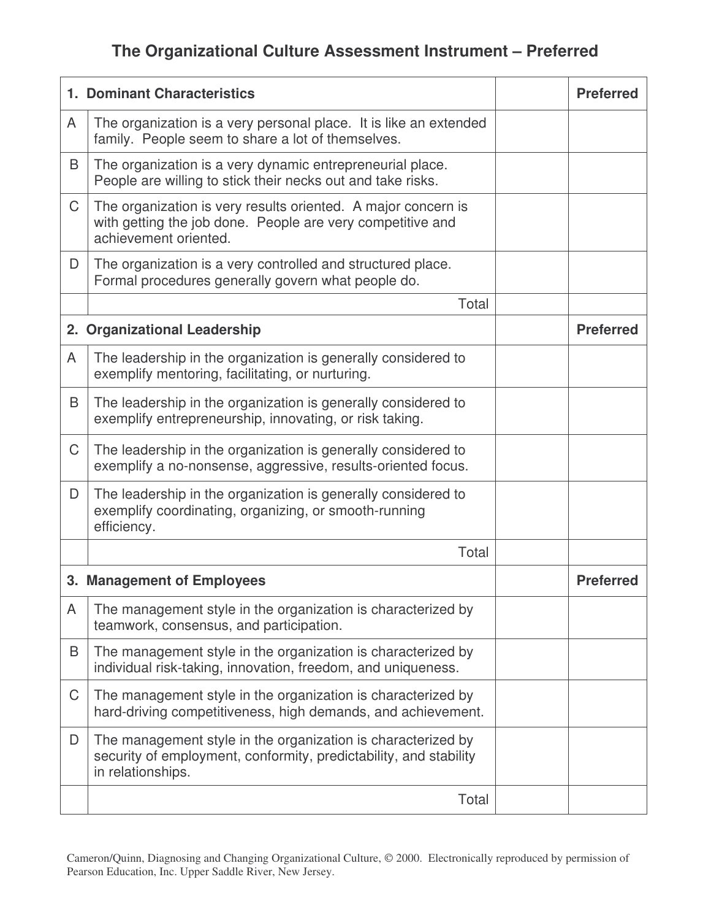# The Organizational Culture Assessment Instrument – Preferred

| **1. Dominant Characteristics** | | | **Preferred** |
|---|---|---|---|
| A | The organization is a very personal place. It is like an extended family. People seem to share a lot of themselves. | | |
| B | The organization is a very dynamic entrepreneurial place. People are willing to stick their necks out and take risks. | | |
| C | The organization is very results oriented. A major concern is with getting the job done. People are very competitive and achievement oriented. | | |
| D | The organization is a very controlled and structured place. Formal procedures generally govern what people do. | | |
| | Total | | |
| **2. Organizational Leadership** | | | **Preferred** |
| A | The leadership in the organization is generally considered to exemplify mentoring, facilitating, or nurturing. | | |
| B | The leadership in the organization is generally considered to exemplify entrepreneurship, innovating, or risk taking. | | |
| C | The leadership in the organization is generally considered to exemplify a no-nonsense, aggressive, results-oriented focus. | | |
| D | The leadership in the organization is generally considered to exemplify coordinating, organizing, or smooth-running efficiency. | | |
| | Total | | |
| **3. Management of Employees** | | | **Preferred** |
| A | The management style in the organization is characterized by teamwork, consensus, and participation. | | |
| B | The management style in the organization is characterized by individual risk-taking, innovation, freedom, and uniqueness. | | |
| C | The management style in the organization is characterized by hard-driving competitiveness, high demands, and achievement. | | |
| D | The management style in the organization is characterized by security of employment, conformity, predictability, and stability in relationships. | | |
| | Total | | |

Cameron/Quinn, Diagnosing and Changing Organizational Culture, © 2000. Electronically reproduced by permission of Pearson Education, Inc. Upper Saddle River, New Jersey.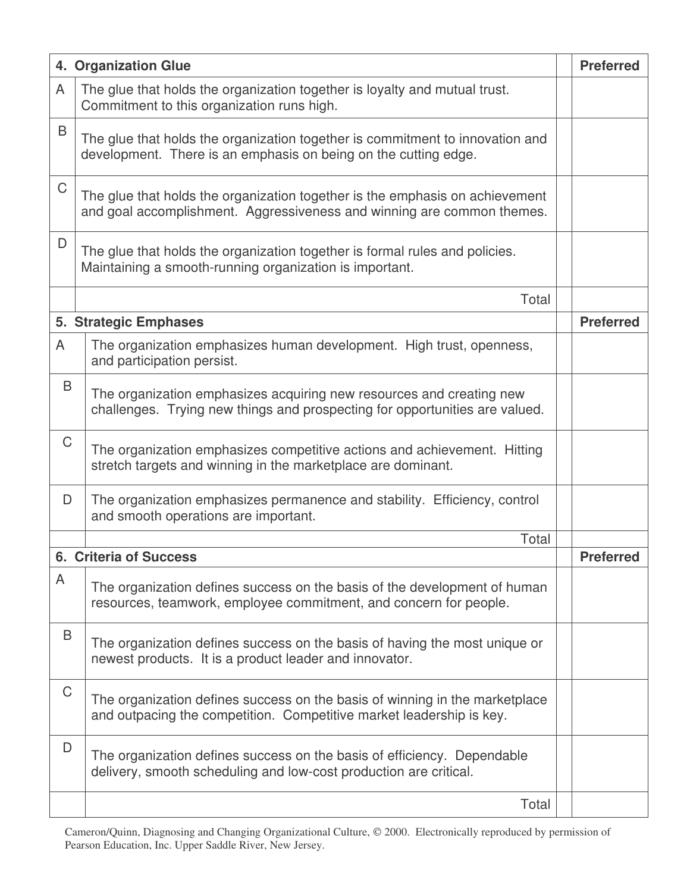| 4. Organization Glue | | | Preferred |
|---|---|---|---|
| A | The glue that holds the organization together is loyalty and mutual trust. Commitment to this organization runs high. | | |
| B | The glue that holds the organization together is commitment to innovation and development. There is an emphasis on being on the cutting edge. | | |
| C | The glue that holds the organization together is the emphasis on achievement and goal accomplishment. Aggressiveness and winning are common themes. | | |
| D | The glue that holds the organization together is formal rules and policies. Maintaining a smooth-running organization is important. | | |
| | Total | | |

| 5. Strategic Emphases | | | Preferred |
|---|---|---|---|
| A | The organization emphasizes human development. High trust, openness, and participation persist. | | |
| B | The organization emphasizes acquiring new resources and creating new challenges. Trying new things and prospecting for opportunities are valued. | | |
| C | The organization emphasizes competitive actions and achievement. Hitting stretch targets and winning in the marketplace are dominant. | | |
| D | The organization emphasizes permanence and stability. Efficiency, control and smooth operations are important. | | |
| | Total | | |

| 6. Criteria of Success | | | Preferred |
|---|---|---|---|
| A | The organization defines success on the basis of the development of human resources, teamwork, employee commitment, and concern for people. | | |
| B | The organization defines success on the basis of having the most unique or newest products. It is a product leader and innovator. | | |
| C | The organization defines success on the basis of winning in the marketplace and outpacing the competition. Competitive market leadership is key. | | |
| D | The organization defines success on the basis of efficiency. Dependable delivery, smooth scheduling and low-cost production are critical. | | |
| | Total | | |

Cameron/Quinn, Diagnosing and Changing Organizational Culture, © 2000. Electronically reproduced by permission of Pearson Education, Inc. Upper Saddle River, New Jersey.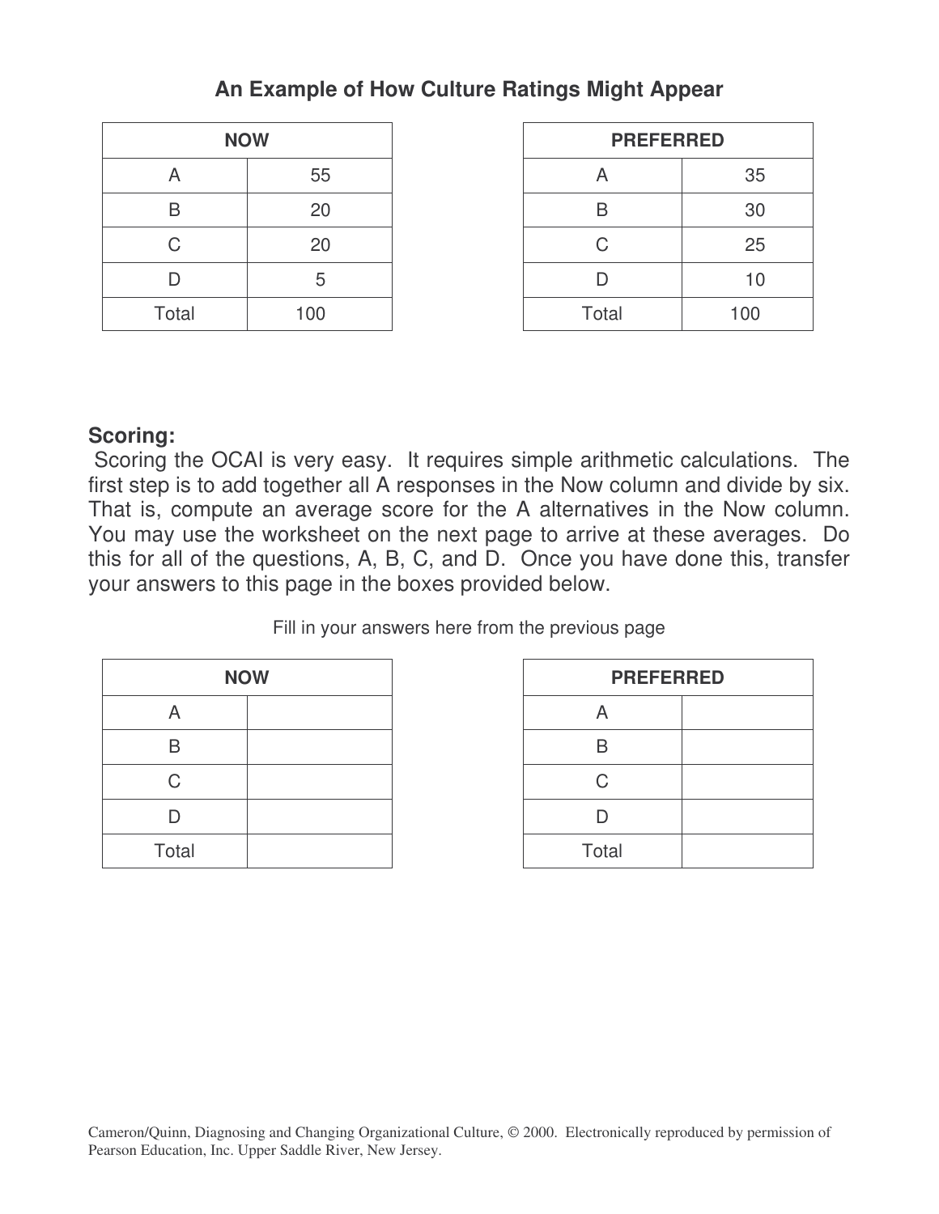## An Example of How Culture Ratings Might Appear

| NOW | |
|---|---|
| A | 55 |
| B | 20 |
| C | 20 |
| D | 5 |
| Total | 100 |

| PREFERRED | |
|---|---|
| A | 35 |
| B | 30 |
| C | 25 |
| D | 10 |
| Total | 100 |

**Scoring:**

Scoring the OCAI is very easy. It requires simple arithmetic calculations. The first step is to add together all A responses in the Now column and divide by six. That is, compute an average score for the A alternatives in the Now column. You may use the worksheet on the next page to arrive at these averages. Do this for all of the questions, A, B, C, and D. Once you have done this, transfer your answers to this page in the boxes provided below.

Fill in your answers here from the previous page

| NOW | |
|---|---|
| A | |
| B | |
| C | |
| D | |
| Total | |

| PREFERRED | |
|---|---|
| A | |
| B | |
| C | |
| D | |
| Total | |

Cameron/Quinn, Diagnosing and Changing Organizational Culture, © 2000. Electronically reproduced by permission of Pearson Education, Inc. Upper Saddle River, New Jersey.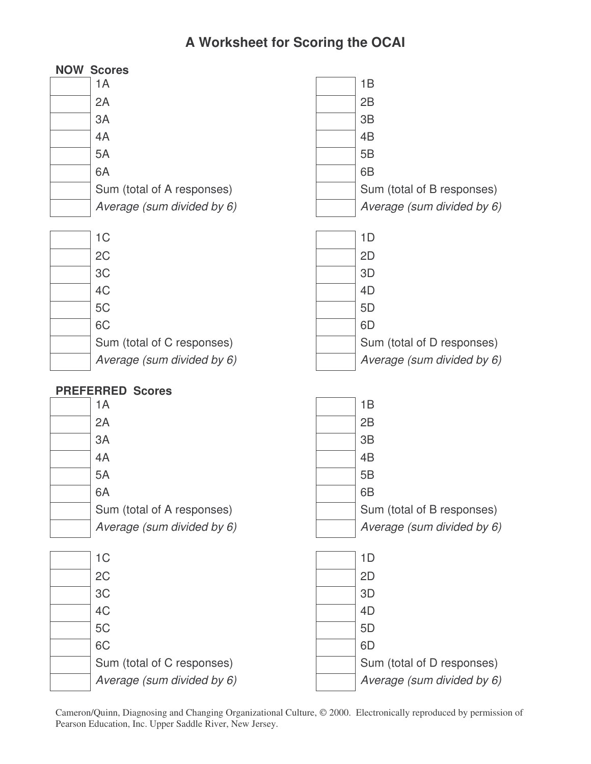# A Worksheet for Scoring the OCAI

## NOW Scores

| | |
|---|---|
| | 1A |
| | 2A |
| | 3A |
| | 4A |
| | 5A |
| | 6A |
| | Sum (total of A responses) |
| | *Average (sum divided by 6)* |

| | |
|---|---|
| | 1B |
| | 2B |
| | 3B |
| | 4B |
| | 5B |
| | 6B |
| | Sum (total of B responses) |
| | *Average (sum divided by 6)* |

| | |
|---|---|
| | 1C |
| | 2C |
| | 3C |
| | 4C |
| | 5C |
| | 6C |
| | Sum (total of C responses) |
| | *Average (sum divided by 6)* |

| | |
|---|---|
| | 1D |
| | 2D |
| | 3D |
| | 4D |
| | 5D |
| | 6D |
| | Sum (total of D responses) |
| | *Average (sum divided by 6)* |

## PREFERRED Scores

| | |
|---|---|
| | 1A |
| | 2A |
| | 3A |
| | 4A |
| | 5A |
| | 6A |
| | Sum (total of A responses) |
| | *Average (sum divided by 6)* |

| | |
|---|---|
| | 1B |
| | 2B |
| | 3B |
| | 4B |
| | 5B |
| | 6B |
| | Sum (total of B responses) |
| | *Average (sum divided by 6)* |

| | |
|---|---|
| | 1C |
| | 2C |
| | 3C |
| | 4C |
| | 5C |
| | 6C |
| | Sum (total of C responses) |
| | *Average (sum divided by 6)* |

| | |
|---|---|
| | 1D |
| | 2D |
| | 3D |
| | 4D |
| | 5D |
| | 6D |
| | Sum (total of D responses) |
| | *Average (sum divided by 6)* |

Cameron/Quinn, Diagnosing and Changing Organizational Culture, © 2000. Electronically reproduced by permission of Pearson Education, Inc. Upper Saddle River, New Jersey.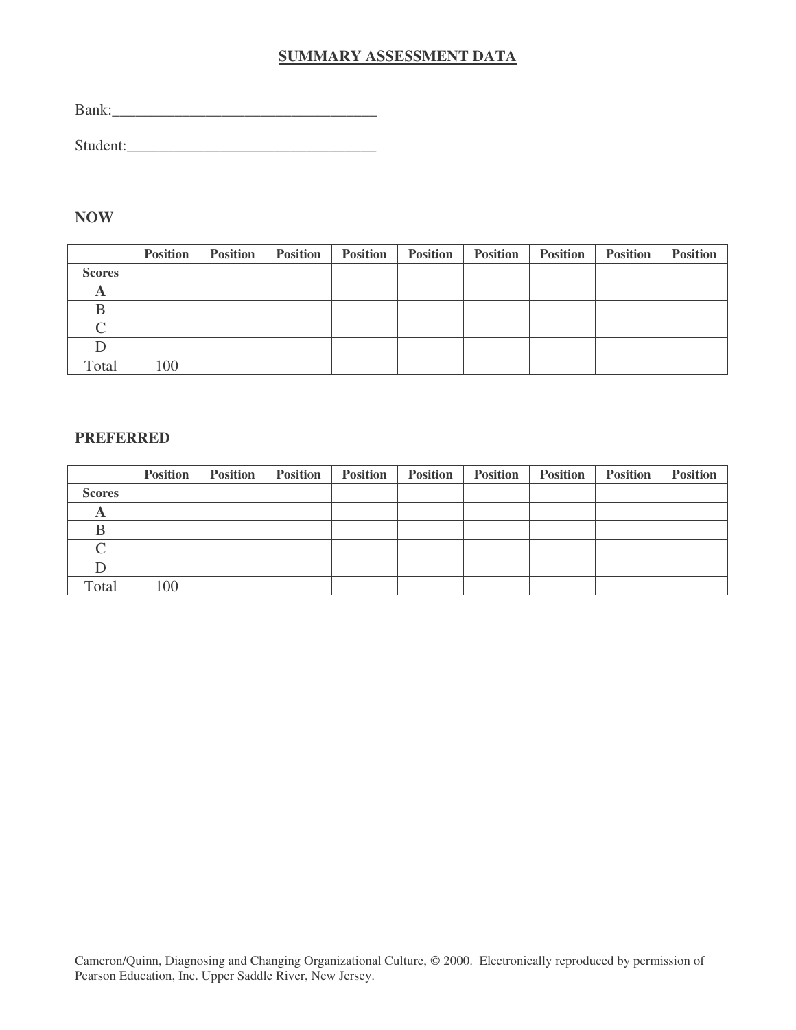## SUMMARY ASSESSMENT DATA

Bank:\_\_\_\_\_\_\_\_\_\_\_\_\_\_\_\_\_\_\_\_\_\_\_\_\_\_\_\_\_\_\_\_\_\_

Student:\_\_\_\_\_\_\_\_\_\_\_\_\_\_\_\_\_\_\_\_\_\_\_\_\_\_\_\_\_\_\_\_

### NOW

| | Position | Position | Position | Position | Position | Position | Position | Position | Position |
|---|---|---|---|---|---|---|---|---|---|
| **Scores** | | | | | | | | | |
| **A** | | | | | | | | | |
| B | | | | | | | | | |
| C | | | | | | | | | |
| D | | | | | | | | | |
| Total | 100 | | | | | | | | |

### PREFERRED

| | Position | Position | Position | Position | Position | Position | Position | Position | Position |
|---|---|---|---|---|---|---|---|---|---|
| **Scores** | | | | | | | | | |
| **A** | | | | | | | | | |
| B | | | | | | | | | |
| C | | | | | | | | | |
| D | | | | | | | | | |
| Total | 100 | | | | | | | | |

Cameron/Quinn, Diagnosing and Changing Organizational Culture, © 2000. Electronically reproduced by permission of Pearson Education, Inc. Upper Saddle River, New Jersey.